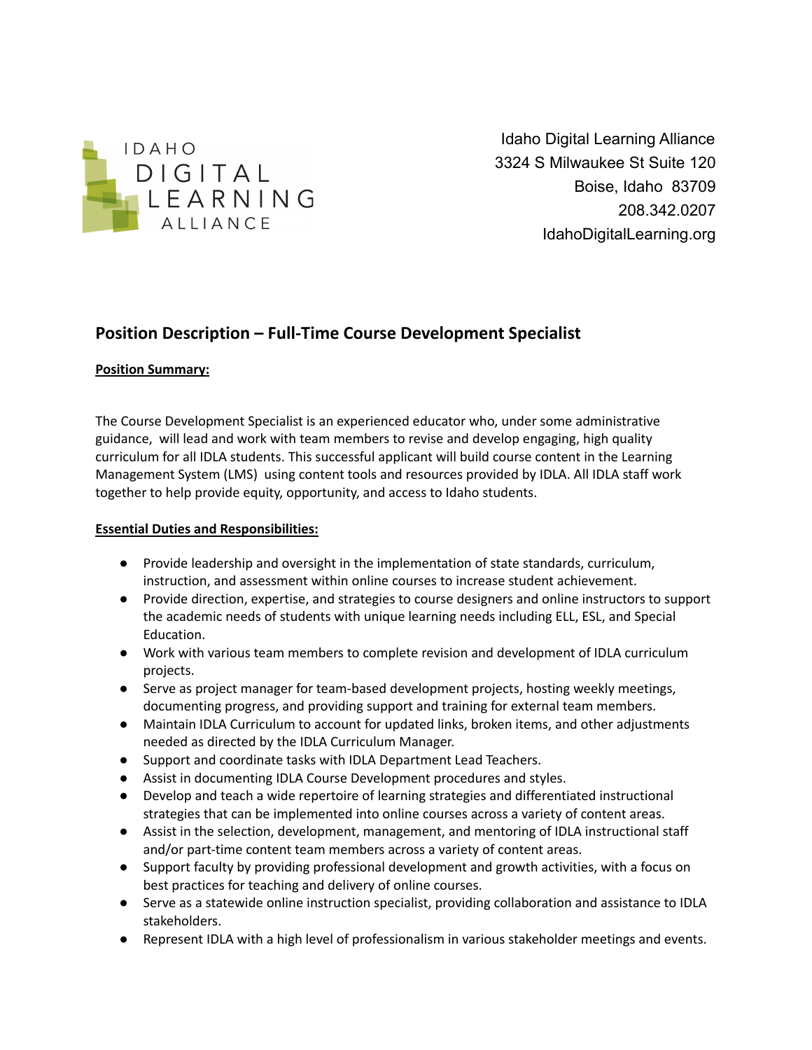IDAHO DIGITAL LEARNING ALLIANCE

Idaho Digital Learning Alliance
3324 S Milwaukee St Suite 120
Boise, Idaho 83709
208.342.0207
IdahoDigitalLearning.org

## Position Description – Full-Time Course Development Specialist

**Position Summary:**

The Course Development Specialist is an experienced educator who, under some administrative guidance, will lead and work with team members to revise and develop engaging, high quality curriculum for all IDLA students. This successful applicant will build course content in the Learning Management System (LMS) using content tools and resources provided by IDLA. All IDLA staff work together to help provide equity, opportunity, and access to Idaho students.

**Essential Duties and Responsibilities:**

- Provide leadership and oversight in the implementation of state standards, curriculum, instruction, and assessment within online courses to increase student achievement.
- Provide direction, expertise, and strategies to course designers and online instructors to support the academic needs of students with unique learning needs including ELL, ESL, and Special Education.
- Work with various team members to complete revision and development of IDLA curriculum projects.
- Serve as project manager for team-based development projects, hosting weekly meetings, documenting progress, and providing support and training for external team members.
- Maintain IDLA Curriculum to account for updated links, broken items, and other adjustments needed as directed by the IDLA Curriculum Manager.
- Support and coordinate tasks with IDLA Department Lead Teachers.
- Assist in documenting IDLA Course Development procedures and styles.
- Develop and teach a wide repertoire of learning strategies and differentiated instructional strategies that can be implemented into online courses across a variety of content areas.
- Assist in the selection, development, management, and mentoring of IDLA instructional staff and/or part-time content team members across a variety of content areas.
- Support faculty by providing professional development and growth activities, with a focus on best practices for teaching and delivery of online courses.
- Serve as a statewide online instruction specialist, providing collaboration and assistance to IDLA stakeholders.
- Represent IDLA with a high level of professionalism in various stakeholder meetings and events.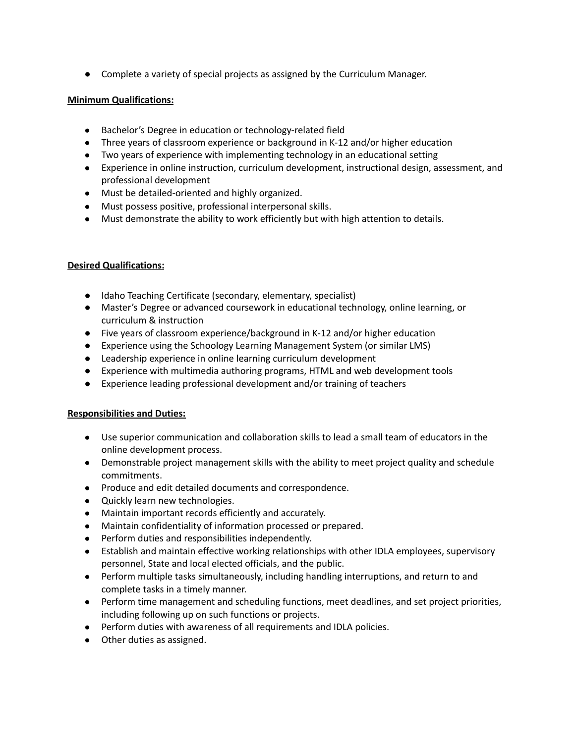- Complete a variety of special projects as assigned by the Curriculum Manager.

**Minimum Qualifications:**

- Bachelor's Degree in education or technology-related field
- Three years of classroom experience or background in K-12 and/or higher education
- Two years of experience with implementing technology in an educational setting
- Experience in online instruction, curriculum development, instructional design, assessment, and professional development
- Must be detailed-oriented and highly organized.
- Must possess positive, professional interpersonal skills.
- Must demonstrate the ability to work efficiently but with high attention to details.

**Desired Qualifications:**

- Idaho Teaching Certificate (secondary, elementary, specialist)
- Master's Degree or advanced coursework in educational technology, online learning, or curriculum & instruction
- Five years of classroom experience/background in K-12 and/or higher education
- Experience using the Schoology Learning Management System (or similar LMS)
- Leadership experience in online learning curriculum development
- Experience with multimedia authoring programs, HTML and web development tools
- Experience leading professional development and/or training of teachers

**Responsibilities and Duties:**

- Use superior communication and collaboration skills to lead a small team of educators in the online development process.
- Demonstrable project management skills with the ability to meet project quality and schedule commitments.
- Produce and edit detailed documents and correspondence.
- Quickly learn new technologies.
- Maintain important records efficiently and accurately.
- Maintain confidentiality of information processed or prepared.
- Perform duties and responsibilities independently.
- Establish and maintain effective working relationships with other IDLA employees, supervisory personnel, State and local elected officials, and the public.
- Perform multiple tasks simultaneously, including handling interruptions, and return to and complete tasks in a timely manner.
- Perform time management and scheduling functions, meet deadlines, and set project priorities, including following up on such functions or projects.
- Perform duties with awareness of all requirements and IDLA policies.
- Other duties as assigned.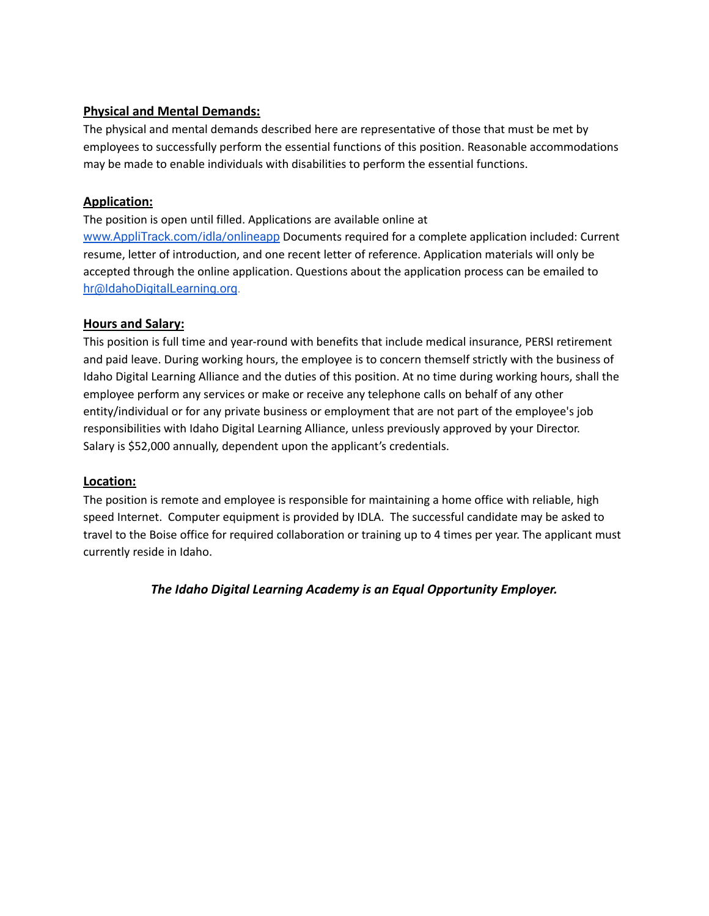**Physical and Mental Demands:**

The physical and mental demands described here are representative of those that must be met by employees to successfully perform the essential functions of this position. Reasonable accommodations may be made to enable individuals with disabilities to perform the essential functions.

**Application:**

The position is open until filled. Applications are available online at www.AppliTrack.com/idla/onlineapp Documents required for a complete application included: Current resume, letter of introduction, and one recent letter of reference. Application materials will only be accepted through the online application. Questions about the application process can be emailed to hr@IdahoDigitalLearning.org.

**Hours and Salary:**

This position is full time and year-round with benefits that include medical insurance, PERSI retirement and paid leave. During working hours, the employee is to concern themself strictly with the business of Idaho Digital Learning Alliance and the duties of this position. At no time during working hours, shall the employee perform any services or make or receive any telephone calls on behalf of any other entity/individual or for any private business or employment that are not part of the employee's job responsibilities with Idaho Digital Learning Alliance, unless previously approved by your Director. Salary is $52,000 annually, dependent upon the applicant's credentials.

**Location:**

The position is remote and employee is responsible for maintaining a home office with reliable, high speed Internet. Computer equipment is provided by IDLA. The successful candidate may be asked to travel to the Boise office for required collaboration or training up to 4 times per year. The applicant must currently reside in Idaho.

***The Idaho Digital Learning Academy is an Equal Opportunity Employer.***